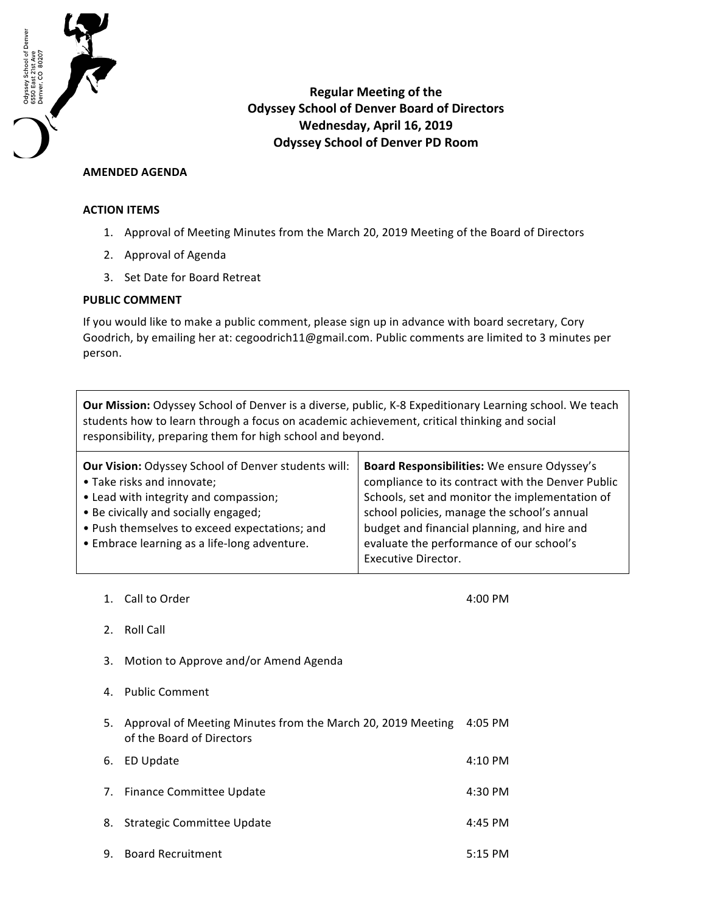Odyssey School of Denver
6550 East 21st Ave
Denver, CO 80207

# Regular Meeting of the Odyssey School of Denver Board of Directors
## Wednesday, April 16, 2019
## Odyssey School of Denver PD Room

**AMENDED AGENDA**

**ACTION ITEMS**

1. Approval of Meeting Minutes from the March 20, 2019 Meeting of the Board of Directors
2. Approval of Agenda
3. Set Date for Board Retreat

**PUBLIC COMMENT**

If you would like to make a public comment, please sign up in advance with board secretary, Cory Goodrich, by emailing her at: cegoodrich11@gmail.com. Public comments are limited to 3 minutes per person.

**Our Mission:** Odyssey School of Denver is a diverse, public, K-8 Expeditionary Learning school. We teach students how to learn through a focus on academic achievement, critical thinking and social responsibility, preparing them for high school and beyond.

**Our Vision:** Odyssey School of Denver students will:
- Take risks and innovate;
- Lead with integrity and compassion;
- Be civically and socially engaged;
- Push themselves to exceed expectations; and
- Embrace learning as a life-long adventure.

**Board Responsibilities:** We ensure Odyssey's compliance to its contract with the Denver Public Schools, set and monitor the implementation of school policies, manage the school's annual budget and financial planning, and hire and evaluate the performance of our school's Executive Director.

| # | Item | Time |
|---|---|---|
| 1. | Call to Order | 4:00 PM |
| 2. | Roll Call | |
| 3. | Motion to Approve and/or Amend Agenda | |
| 4. | Public Comment | |
| 5. | Approval of Meeting Minutes from the March 20, 2019 Meeting of the Board of Directors | 4:05 PM |
| 6. | ED Update | 4:10 PM |
| 7. | Finance Committee Update | 4:30 PM |
| 8. | Strategic Committee Update | 4:45 PM |
| 9. | Board Recruitment | 5:15 PM |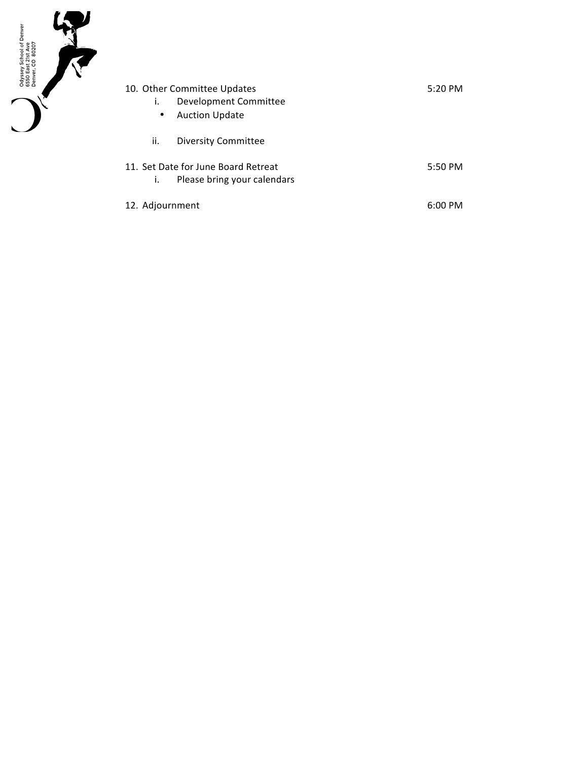10. Other Committee Updates 5:20 PM
    i. Development Committee
        - Auction Update
    ii. Diversity Committee

11. Set Date for June Board Retreat 5:50 PM
    i. Please bring your calendars

12. Adjournment 6:00 PM